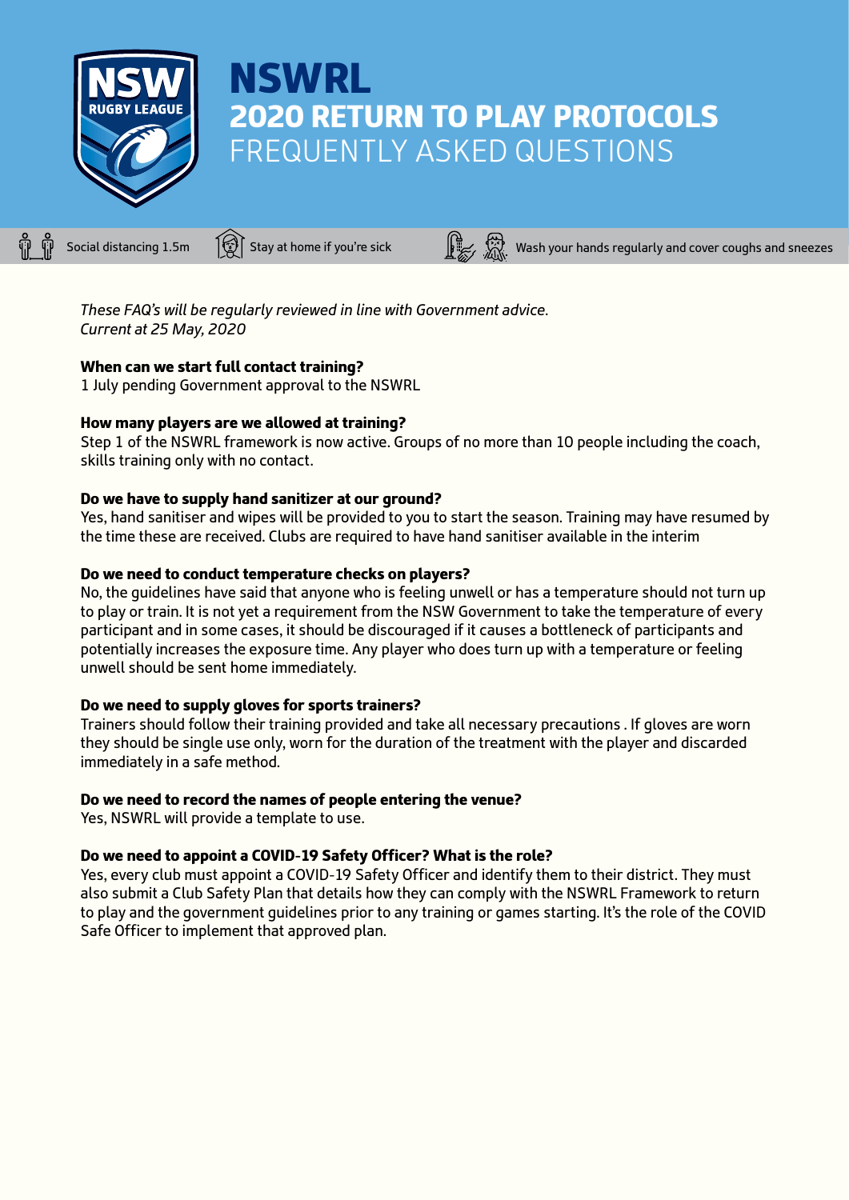# NSWRL
## 2020 RETURN TO PLAY PROTOCOLS
## FREQUENTLY ASKED QUESTIONS

Social distancing 1.5m | Stay at home if you're sick | Wash your hands regularly and cover coughs and sneezes

*These FAQ's will be regularly reviewed in line with Government advice.*
*Current at 25 May, 2020*

**When can we start full contact training?**
1 July pending Government approval to the NSWRL

**How many players are we allowed at training?**
Step 1 of the NSWRL framework is now active. Groups of no more than 10 people including the coach, skills training only with no contact.

**Do we have to supply hand sanitizer at our ground?**
Yes, hand sanitiser and wipes will be provided to you to start the season. Training may have resumed by the time these are received. Clubs are required to have hand sanitiser available in the interim

**Do we need to conduct temperature checks on players?**
No, the guidelines have said that anyone who is feeling unwell or has a temperature should not turn up to play or train. It is not yet a requirement from the NSW Government to take the temperature of every participant and in some cases, it should be discouraged if it causes a bottleneck of participants and potentially increases the exposure time. Any player who does turn up with a temperature or feeling unwell should be sent home immediately.

**Do we need to supply gloves for sports trainers?**
Trainers should follow their training provided and take all necessary precautions . If gloves are worn they should be single use only, worn for the duration of the treatment with the player and discarded immediately in a safe method.

**Do we need to record the names of people entering the venue?**
Yes, NSWRL will provide a template to use.

**Do we need to appoint a COVID-19 Safety Officer? What is the role?**
Yes, every club must appoint a COVID-19 Safety Officer and identify them to their district. They must also submit a Club Safety Plan that details how they can comply with the NSWRL Framework to return to play and the government guidelines prior to any training or games starting. It's the role of the COVID Safe Officer to implement that approved plan.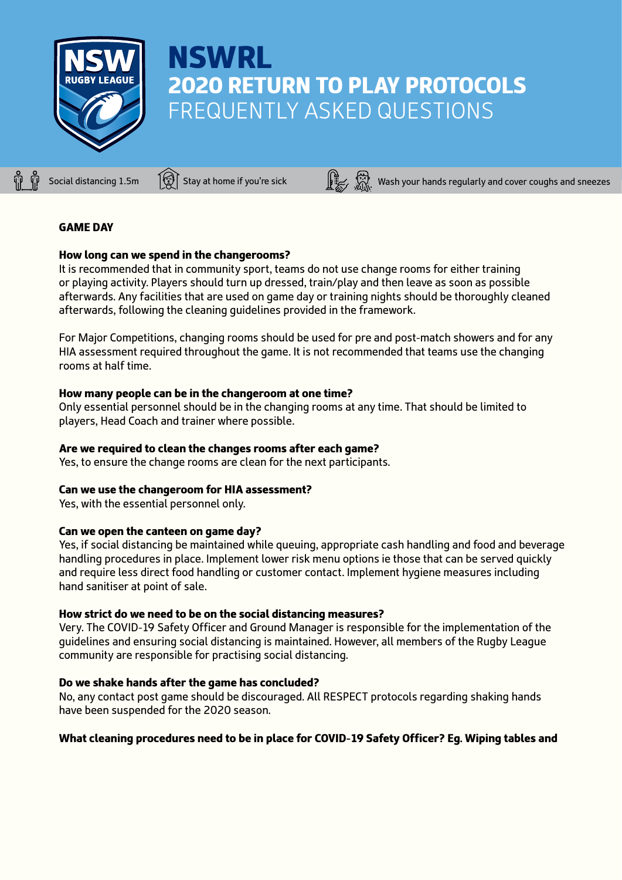# NSWRL
## 2020 RETURN TO PLAY PROTOCOLS
## FREQUENTLY ASKED QUESTIONS

Social distancing 1.5m | Stay at home if you're sick | Wash your hands regularly and cover coughs and sneezes

### GAME DAY

**How long can we spend in the changerooms?**
It is recommended that in community sport, teams do not use change rooms for either training or playing activity. Players should turn up dressed, train/play and then leave as soon as possible afterwards. Any facilities that are used on game day or training nights should be thoroughly cleaned afterwards, following the cleaning guidelines provided in the framework.

For Major Competitions, changing rooms should be used for pre and post-match showers and for any HIA assessment required throughout the game. It is not recommended that teams use the changing rooms at half time.

**How many people can be in the changeroom at one time?**
Only essential personnel should be in the changing rooms at any time. That should be limited to players, Head Coach and trainer where possible.

**Are we required to clean the changes rooms after each game?**
Yes, to ensure the change rooms are clean for the next participants.

**Can we use the changeroom for HIA assessment?**
Yes, with the essential personnel only.

**Can we open the canteen on game day?**
Yes, if social distancing be maintained while queuing, appropriate cash handling and food and beverage handling procedures in place. Implement lower risk menu options ie those that can be served quickly and require less direct food handling or customer contact. Implement hygiene measures including hand sanitiser at point of sale.

**How strict do we need to be on the social distancing measures?**
Very. The COVID-19 Safety Officer and Ground Manager is responsible for the implementation of the guidelines and ensuring social distancing is maintained. However, all members of the Rugby League community are responsible for practising social distancing.

**Do we shake hands after the game has concluded?**
No, any contact post game should be discouraged. All RESPECT protocols regarding shaking hands have been suspended for the 2020 season.

**What cleaning procedures need to be in place for COVID-19 Safety Officer? Eg. Wiping tables and**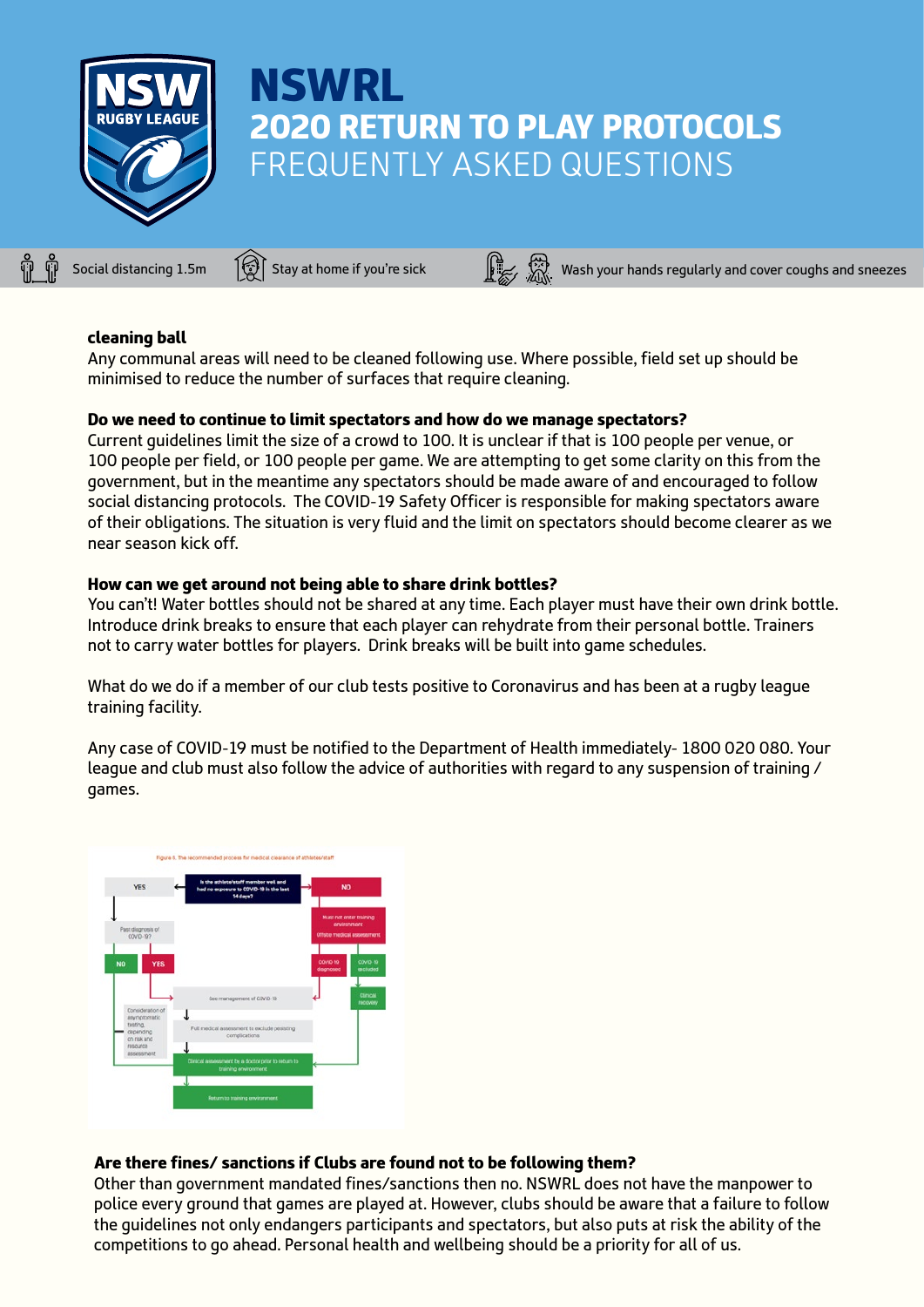**cleaning ball**

Any communal areas will need to be cleaned following use. Where possible, field set up should be minimised to reduce the number of surfaces that require cleaning.

**Do we need to continue to limit spectators and how do we manage spectators?**

Current guidelines limit the size of a crowd to 100. It is unclear if that is 100 people per venue, or 100 people per field, or 100 people per game. We are attempting to get some clarity on this from the government, but in the meantime any spectators should be made aware of and encouraged to follow social distancing protocols. The COVID-19 Safety Officer is responsible for making spectators aware of their obligations. The situation is very fluid and the limit on spectators should become clearer as we near season kick off.

**How can we get around not being able to share drink bottles?**

You can't! Water bottles should not be shared at any time. Each player must have their own drink bottle. Introduce drink breaks to ensure that each player can rehydrate from their personal bottle. Trainers not to carry water bottles for players. Drink breaks will be built into game schedules.

What do we do if a member of our club tests positive to Coronavirus and has been at a rugby league training facility.

Any case of COVID-19 must be notified to the Department of Health immediately- 1800 020 080. Your league and club must also follow the advice of authorities with regard to any suspension of training / games.

Figure 6. The recommended process for medical clearance of athletes/staff

Is the athlete/staff member well and had no exposure to COVID-19 in the last 14 days?

YES

NO

Past diagnosis of COVID-19?

NO

YES

Must not enter training environment

Offsite medical assessment

COVID-19 diagnosed

COVID-19 excluded

Clinical recovery

See management of COVID-19

Consideration of asymptomatic testing, depending on risk and resource assessment

Full medical assessment to exclude persisting complications

Clinical assessment by a doctor prior to return to training environment

Return to training environment

**Are there fines/ sanctions if Clubs are found not to be following them?**

Other than government mandated fines/sanctions then no. NSWRL does not have the manpower to police every ground that games are played at. However, clubs should be aware that a failure to follow the guidelines not only endangers participants and spectators, but also puts at risk the ability of the competitions to go ahead. Personal health and wellbeing should be a priority for all of us.